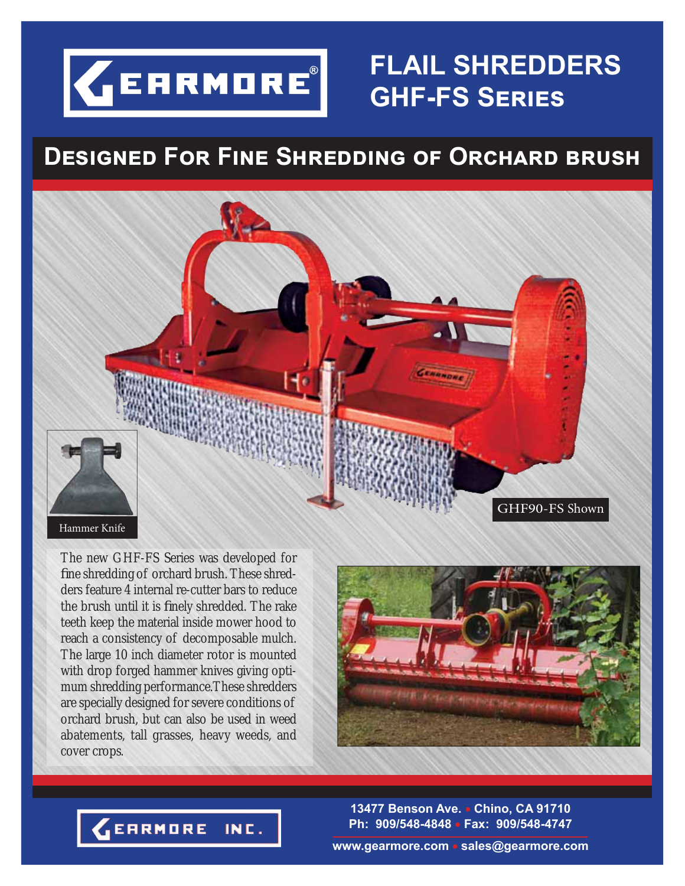# GEARMORE®

# FLAIL SHREDDERS GHF-FS SERIES

## DESIGNED FOR FINE SHREDDING OF ORCHARD BRUSH

Hammer Knife

GHF90-FS Shown

The new GHF-FS Series was developed for fine shredding of orchard brush. These shredders feature 4 internal re-cutter bars to reduce the brush until it is finely shredded. The rake teeth keep the material inside mower hood to reach a consistency of decomposable mulch. The large 10 inch diameter rotor is mounted with drop forged hammer knives giving optimum shredding performance.These shredders are specially designed for severe conditions of orchard brush, but can also be used in weed abatements, tall grasses, heavy weeds, and cover crops.

**GEARMORE INC.**

**13477 Benson Ave. • Chino, CA 91710**
**Ph: 909/548-4848 • Fax: 909/548-4747**
**www.gearmore.com • sales@gearmore.com**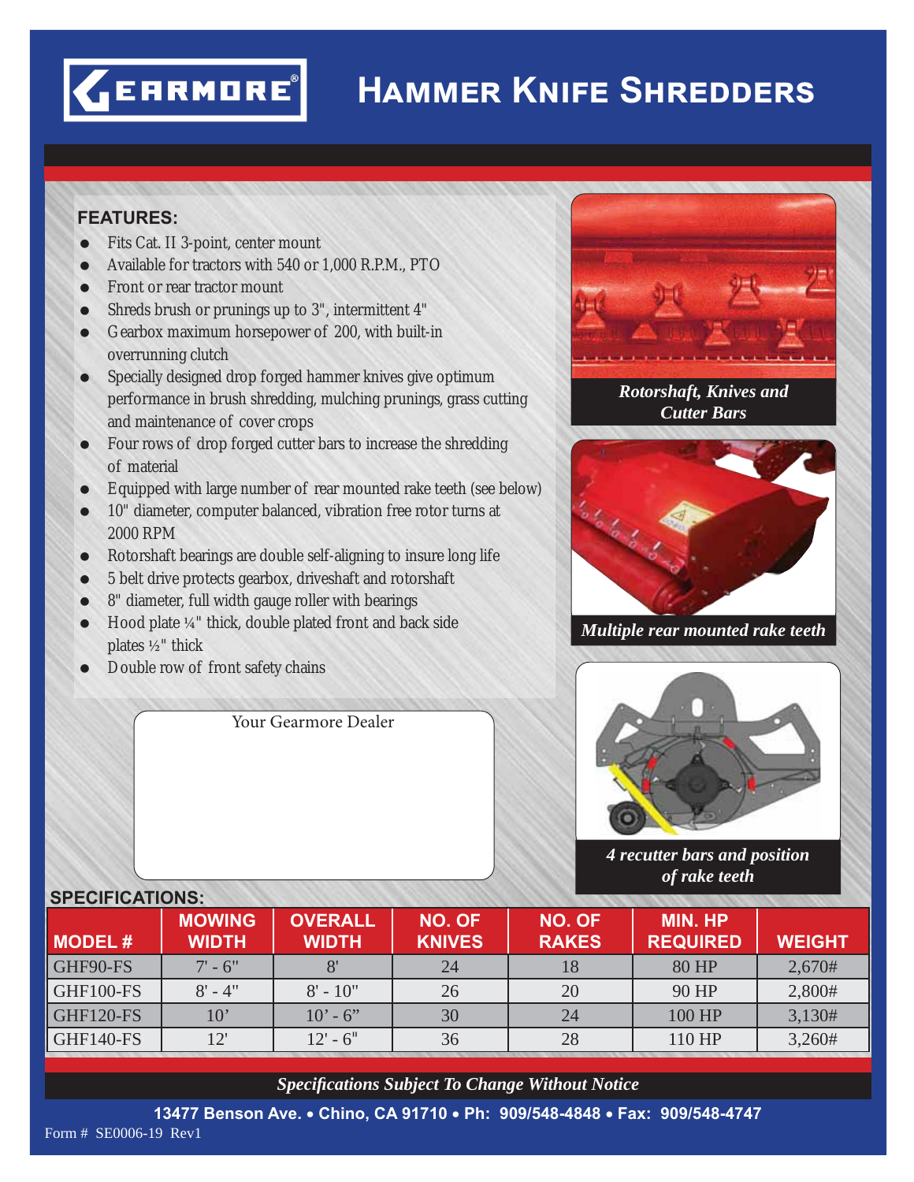# GEARMORE®

# Hammer Knife Shredders

## FEATURES:

- Fits Cat. II 3-point, center mount
- Available for tractors with 540 or 1,000 R.P.M., PTO
- Front or rear tractor mount
- Shreds brush or prunings up to 3", intermittent 4"
- Gearbox maximum horsepower of 200, with built-in overrunning clutch
- Specially designed drop forged hammer knives give optimum performance in brush shredding, mulching prunings, grass cutting and maintenance of cover crops
- Four rows of drop forged cutter bars to increase the shredding of material
- Equipped with large number of rear mounted rake teeth (see below)
- 10" diameter, computer balanced, vibration free rotor turns at 2000 RPM
- Rotorshaft bearings are double self-aligning to insure long life
- 5 belt drive protects gearbox, driveshaft and rotorshaft
- 8" diameter, full width gauge roller with bearings
- Hood plate ¼" thick, double plated front and back side plates ½" thick
- Double row of front safety chains

*Rotorshaft, Knives and Cutter Bars*

*Multiple rear mounted rake teeth*

*4 recutter bars and position of rake teeth*

Your Gearmore Dealer

## SPECIFICATIONS:

| MODEL # | MOWING WIDTH | OVERALL WIDTH | NO. OF KNIVES | NO. OF RAKES | MIN. HP REQUIRED | WEIGHT |
|---|---|---|---|---|---|---|
| GHF90-FS | 7' - 6" | 8' | 24 | 18 | 80 HP | 2,670# |
| GHF100-FS | 8' - 4" | 8' - 10" | 26 | 20 | 90 HP | 2,800# |
| GHF120-FS | 10' | 10' - 6" | 30 | 24 | 100 HP | 3,130# |
| GHF140-FS | 12' | 12' - 6" | 36 | 28 | 110 HP | 3,260# |

*Specifications Subject To Change Without Notice*

**13477 Benson Ave. • Chino, CA 91710 • Ph: 909/548-4848 • Fax: 909/548-4747**

Form # SE0006-19 Rev1